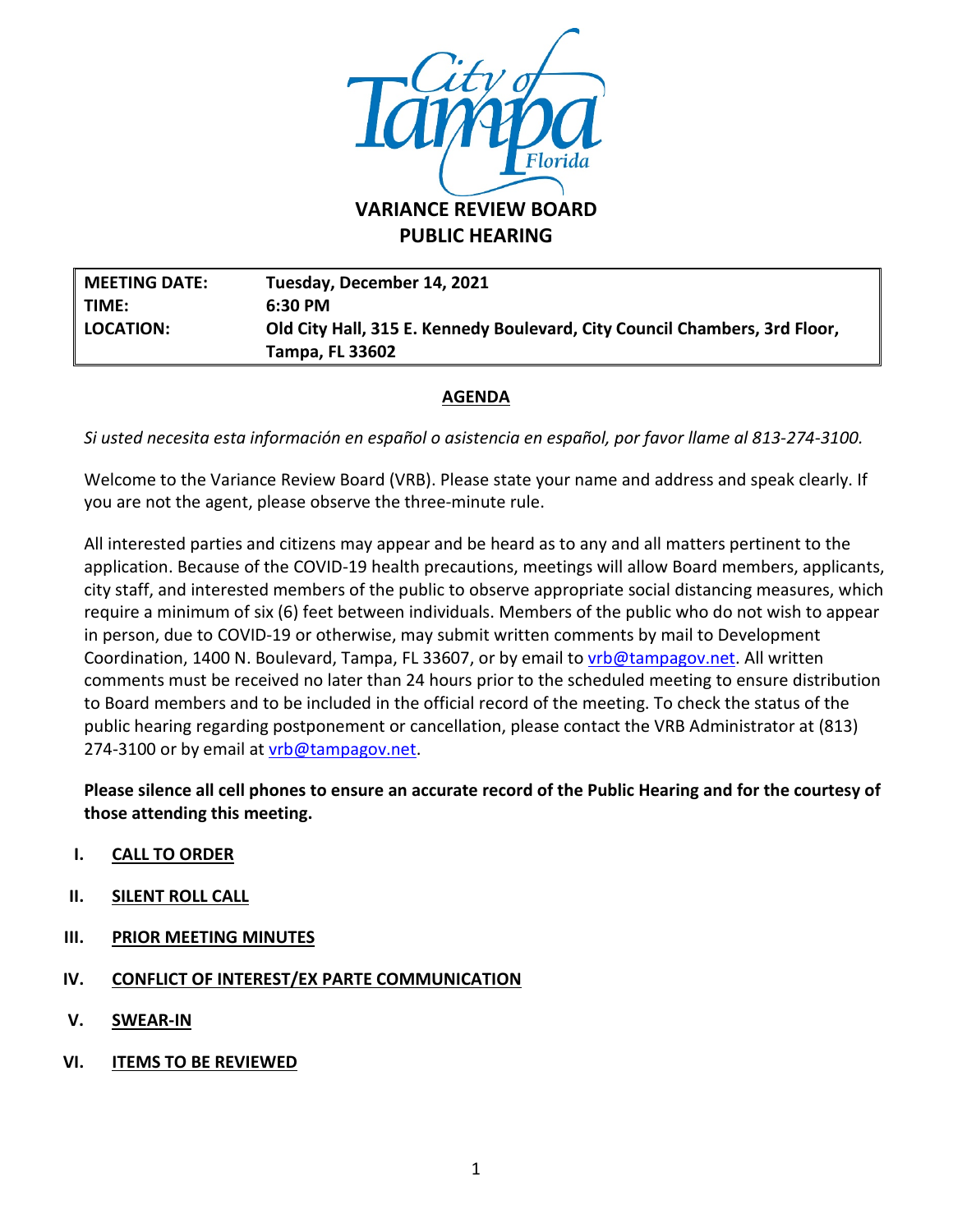# VARIANCE REVIEW BOARD
## PUBLIC HEARING

| MEETING DATE: | Tuesday, December 14, 2021 |
|---|---|
| TIME: | 6:30 PM |
| LOCATION: | Old City Hall, 315 E. Kennedy Boulevard, City Council Chambers, 3rd Floor, Tampa, FL 33602 |

**AGENDA**

*Si usted necesita esta información en español o asistencia en español, por favor llame al 813-274-3100.*

Welcome to the Variance Review Board (VRB). Please state your name and address and speak clearly. If you are not the agent, please observe the three-minute rule.

All interested parties and citizens may appear and be heard as to any and all matters pertinent to the application. Because of the COVID-19 health precautions, meetings will allow Board members, applicants, city staff, and interested members of the public to observe appropriate social distancing measures, which require a minimum of six (6) feet between individuals. Members of the public who do not wish to appear in person, due to COVID-19 or otherwise, may submit written comments by mail to Development Coordination, 1400 N. Boulevard, Tampa, FL 33607, or by email to vrb@tampagov.net. All written comments must be received no later than 24 hours prior to the scheduled meeting to ensure distribution to Board members and to be included in the official record of the meeting. To check the status of the public hearing regarding postponement or cancellation, please contact the VRB Administrator at (813) 274-3100 or by email at vrb@tampagov.net.

**Please silence all cell phones to ensure an accurate record of the Public Hearing and for the courtesy of those attending this meeting.**

I. **CALL TO ORDER**

II. **SILENT ROLL CALL**

III. **PRIOR MEETING MINUTES**

IV. **CONFLICT OF INTEREST/EX PARTE COMMUNICATION**

V. **SWEAR-IN**

VI. **ITEMS TO BE REVIEWED**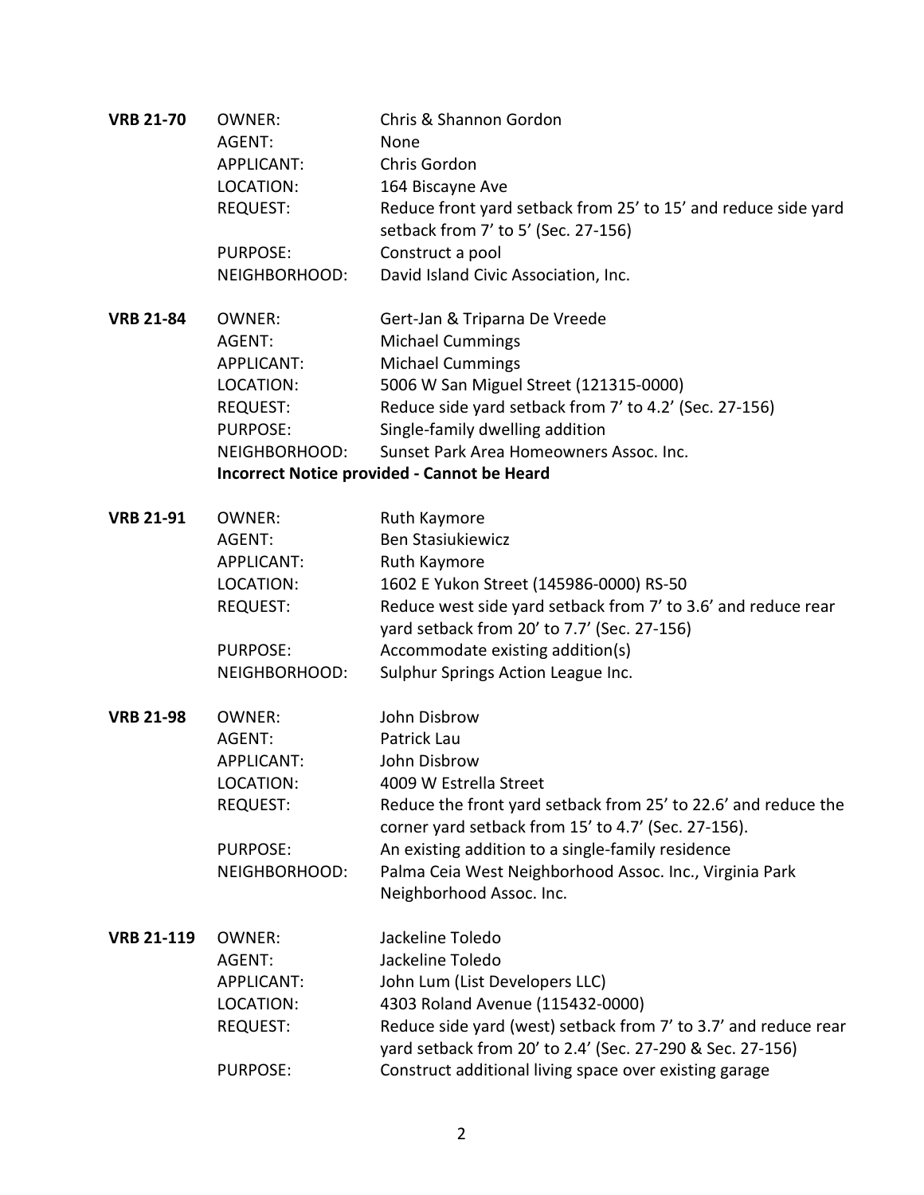**VRB 21-70**

| | |
|---|---|
| OWNER: | Chris & Shannon Gordon |
| AGENT: | None |
| APPLICANT: | Chris Gordon |
| LOCATION: | 164 Biscayne Ave |
| REQUEST: | Reduce front yard setback from 25’ to 15’ and reduce side yard setback from 7’ to 5’ (Sec. 27-156) |
| PURPOSE: | Construct a pool |
| NEIGHBORHOOD: | David Island Civic Association, Inc. |

**VRB 21-84**

| | |
|---|---|
| OWNER: | Gert-Jan & Triparna De Vreede |
| AGENT: | Michael Cummings |
| APPLICANT: | Michael Cummings |
| LOCATION: | 5006 W San Miguel Street (121315-0000) |
| REQUEST: | Reduce side yard setback from 7’ to 4.2’ (Sec. 27-156) |
| PURPOSE: | Single-family dwelling addition |
| NEIGHBORHOOD: | Sunset Park Area Homeowners Assoc. Inc. |

**Incorrect Notice provided - Cannot be Heard**

**VRB 21-91**

| | |
|---|---|
| OWNER: | Ruth Kaymore |
| AGENT: | Ben Stasiukiewicz |
| APPLICANT: | Ruth Kaymore |
| LOCATION: | 1602 E Yukon Street (145986-0000) RS-50 |
| REQUEST: | Reduce west side yard setback from 7’ to 3.6’ and reduce rear yard setback from 20’ to 7.7’ (Sec. 27-156) |
| PURPOSE: | Accommodate existing addition(s) |
| NEIGHBORHOOD: | Sulphur Springs Action League Inc. |

**VRB 21-98**

| | |
|---|---|
| OWNER: | John Disbrow |
| AGENT: | Patrick Lau |
| APPLICANT: | John Disbrow |
| LOCATION: | 4009 W Estrella Street |
| REQUEST: | Reduce the front yard setback from 25’ to 22.6’ and reduce the corner yard setback from 15’ to 4.7’ (Sec. 27-156). |
| PURPOSE: | An existing addition to a single-family residence |
| NEIGHBORHOOD: | Palma Ceia West Neighborhood Assoc. Inc., Virginia Park Neighborhood Assoc. Inc. |

**VRB 21-119**

| | |
|---|---|
| OWNER: | Jackeline Toledo |
| AGENT: | Jackeline Toledo |
| APPLICANT: | John Lum (List Developers LLC) |
| LOCATION: | 4303 Roland Avenue (115432-0000) |
| REQUEST: | Reduce side yard (west) setback from 7’ to 3.7’ and reduce rear yard setback from 20’ to 2.4’ (Sec. 27-290 & Sec. 27-156) |
| PURPOSE: | Construct additional living space over existing garage |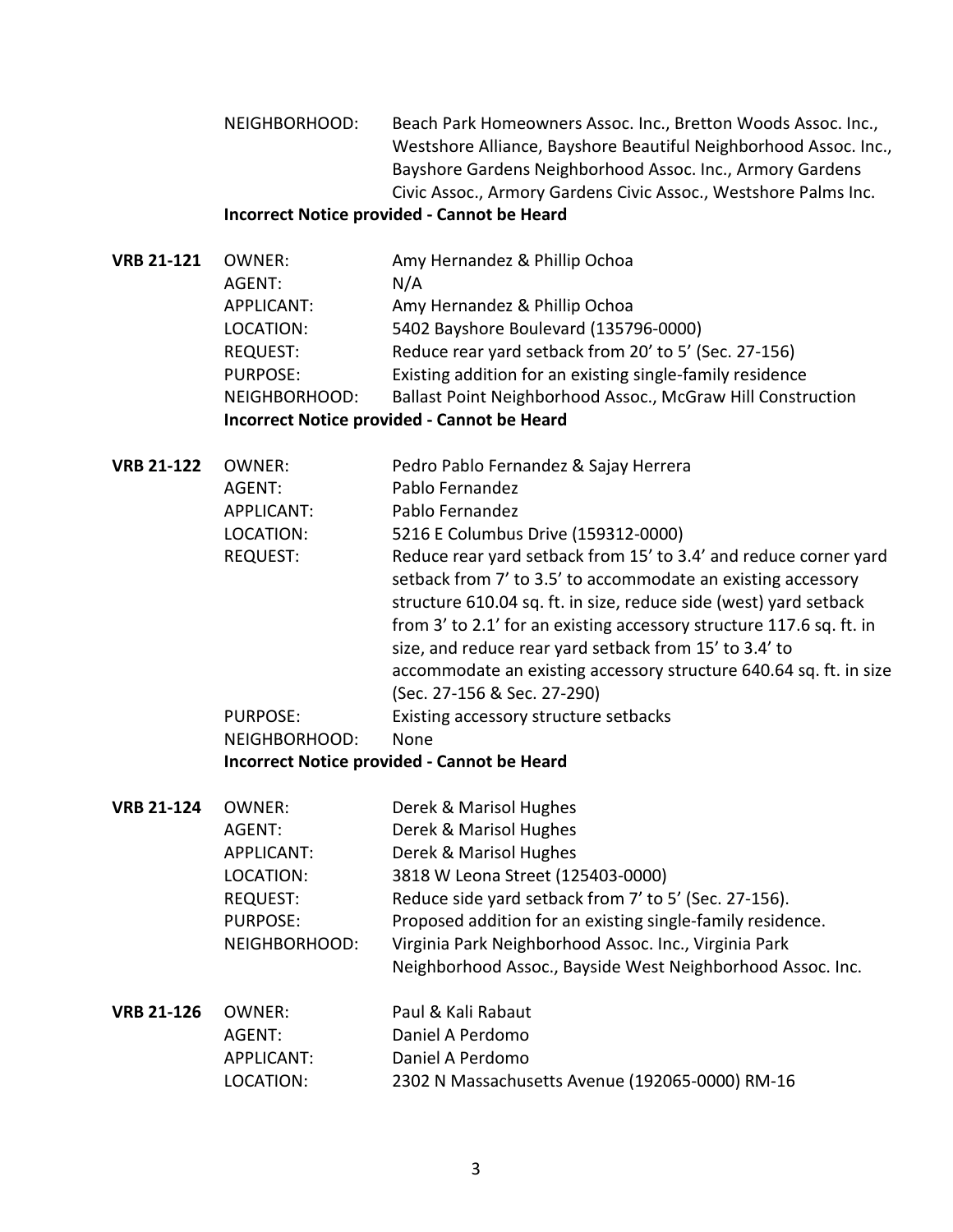| | | |
|---|---|---|
| | NEIGHBORHOOD: | Beach Park Homeowners Assoc. Inc., Bretton Woods Assoc. Inc., Westshore Alliance, Bayshore Beautiful Neighborhood Assoc. Inc., Bayshore Gardens Neighborhood Assoc. Inc., Armory Gardens Civic Assoc., Armory Gardens Civic Assoc., Westshore Palms Inc. |

**Incorrect Notice provided - Cannot be Heard**

| | | |
|---|---|---|
| **VRB 21-121** | OWNER: | Amy Hernandez & Phillip Ochoa |
| | AGENT: | N/A |
| | APPLICANT: | Amy Hernandez & Phillip Ochoa |
| | LOCATION: | 5402 Bayshore Boulevard (135796-0000) |
| | REQUEST: | Reduce rear yard setback from 20' to 5' (Sec. 27-156) |
| | PURPOSE: | Existing addition for an existing single-family residence |
| | NEIGHBORHOOD: | Ballast Point Neighborhood Assoc., McGraw Hill Construction |

**Incorrect Notice provided - Cannot be Heard**

| | | |
|---|---|---|
| **VRB 21-122** | OWNER: | Pedro Pablo Fernandez & Sajay Herrera |
| | AGENT: | Pablo Fernandez |
| | APPLICANT: | Pablo Fernandez |
| | LOCATION: | 5216 E Columbus Drive (159312-0000) |
| | REQUEST: | Reduce rear yard setback from 15' to 3.4' and reduce corner yard setback from 7' to 3.5' to accommodate an existing accessory structure 610.04 sq. ft. in size, reduce side (west) yard setback from 3' to 2.1' for an existing accessory structure 117.6 sq. ft. in size, and reduce rear yard setback from 15' to 3.4' to accommodate an existing accessory structure 640.64 sq. ft. in size (Sec. 27-156 & Sec. 27-290) |
| | PURPOSE: | Existing accessory structure setbacks |
| | NEIGHBORHOOD: | None |

**Incorrect Notice provided - Cannot be Heard**

| | | |
|---|---|---|
| **VRB 21-124** | OWNER: | Derek & Marisol Hughes |
| | AGENT: | Derek & Marisol Hughes |
| | APPLICANT: | Derek & Marisol Hughes |
| | LOCATION: | 3818 W Leona Street (125403-0000) |
| | REQUEST: | Reduce side yard setback from 7' to 5' (Sec. 27-156). |
| | PURPOSE: | Proposed addition for an existing single-family residence. |
| | NEIGHBORHOOD: | Virginia Park Neighborhood Assoc. Inc., Virginia Park Neighborhood Assoc., Bayside West Neighborhood Assoc. Inc. |

| | | |
|---|---|---|
| **VRB 21-126** | OWNER: | Paul & Kali Rabaut |
| | AGENT: | Daniel A Perdomo |
| | APPLICANT: | Daniel A Perdomo |
| | LOCATION: | 2302 N Massachusetts Avenue (192065-0000) RM-16 |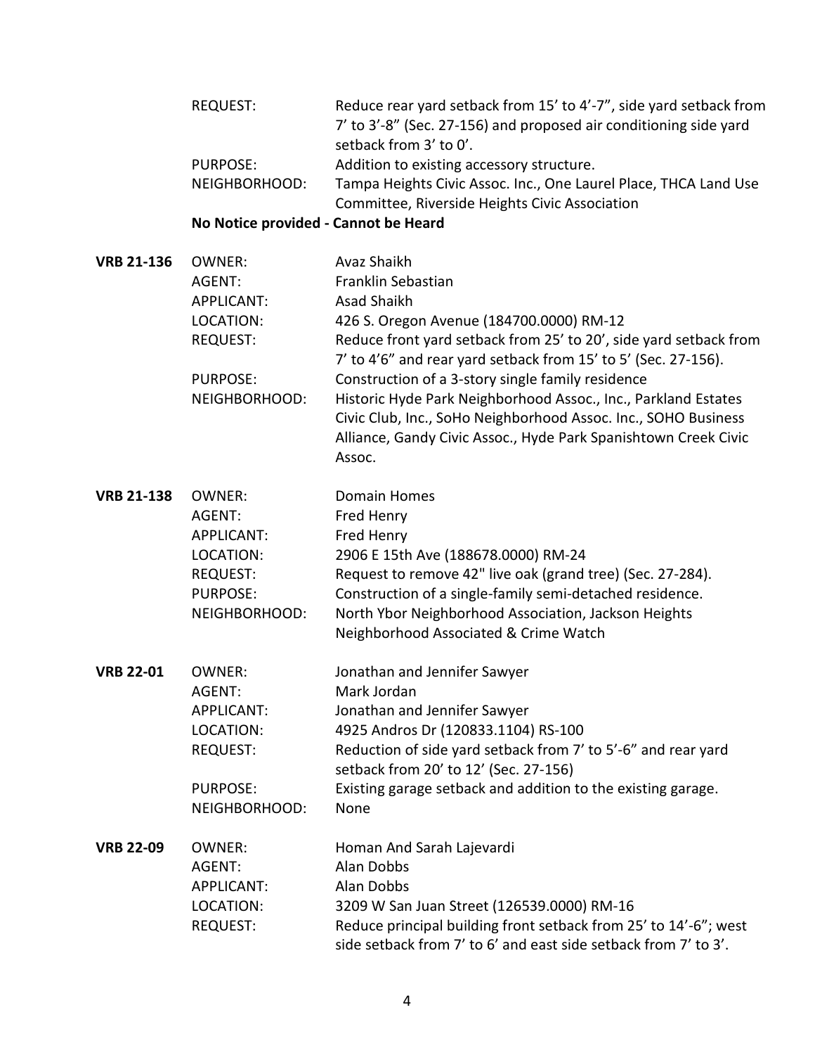| | | |
|---|---|---|
| | REQUEST: | Reduce rear yard setback from 15' to 4'-7", side yard setback from 7' to 3'-8" (Sec. 27-156) and proposed air conditioning side yard setback from 3' to 0'. |
| | PURPOSE: | Addition to existing accessory structure. |
| | NEIGHBORHOOD: | Tampa Heights Civic Assoc. Inc., One Laurel Place, THCA Land Use Committee, Riverside Heights Civic Association |

**No Notice provided - Cannot be Heard**

| | | |
|---|---|---|
| **VRB 21-136** | OWNER: | Avaz Shaikh |
| | AGENT: | Franklin Sebastian |
| | APPLICANT: | Asad Shaikh |
| | LOCATION: | 426 S. Oregon Avenue (184700.0000) RM-12 |
| | REQUEST: | Reduce front yard setback from 25' to 20', side yard setback from 7' to 4'6" and rear yard setback from 15' to 5' (Sec. 27-156). |
| | PURPOSE: | Construction of a 3-story single family residence |
| | NEIGHBORHOOD: | Historic Hyde Park Neighborhood Assoc., Inc., Parkland Estates Civic Club, Inc., SoHo Neighborhood Assoc. Inc., SOHO Business Alliance, Gandy Civic Assoc., Hyde Park Spanishtown Creek Civic Assoc. |

| | | |
|---|---|---|
| **VRB 21-138** | OWNER: | Domain Homes |
| | AGENT: | Fred Henry |
| | APPLICANT: | Fred Henry |
| | LOCATION: | 2906 E 15th Ave (188678.0000) RM-24 |
| | REQUEST: | Request to remove 42" live oak (grand tree) (Sec. 27-284). |
| | PURPOSE: | Construction of a single-family semi-detached residence. |
| | NEIGHBORHOOD: | North Ybor Neighborhood Association, Jackson Heights Neighborhood Associated & Crime Watch |

| | | |
|---|---|---|
| **VRB 22-01** | OWNER: | Jonathan and Jennifer Sawyer |
| | AGENT: | Mark Jordan |
| | APPLICANT: | Jonathan and Jennifer Sawyer |
| | LOCATION: | 4925 Andros Dr (120833.1104) RS-100 |
| | REQUEST: | Reduction of side yard setback from 7' to 5'-6" and rear yard setback from 20' to 12' (Sec. 27-156) |
| | PURPOSE: | Existing garage setback and addition to the existing garage. |
| | NEIGHBORHOOD: | None |

| | | |
|---|---|---|
| **VRB 22-09** | OWNER: | Homan And Sarah Lajevardi |
| | AGENT: | Alan Dobbs |
| | APPLICANT: | Alan Dobbs |
| | LOCATION: | 3209 W San Juan Street (126539.0000) RM-16 |
| | REQUEST: | Reduce principal building front setback from 25' to 14'-6"; west side setback from 7' to 6' and east side setback from 7' to 3'. |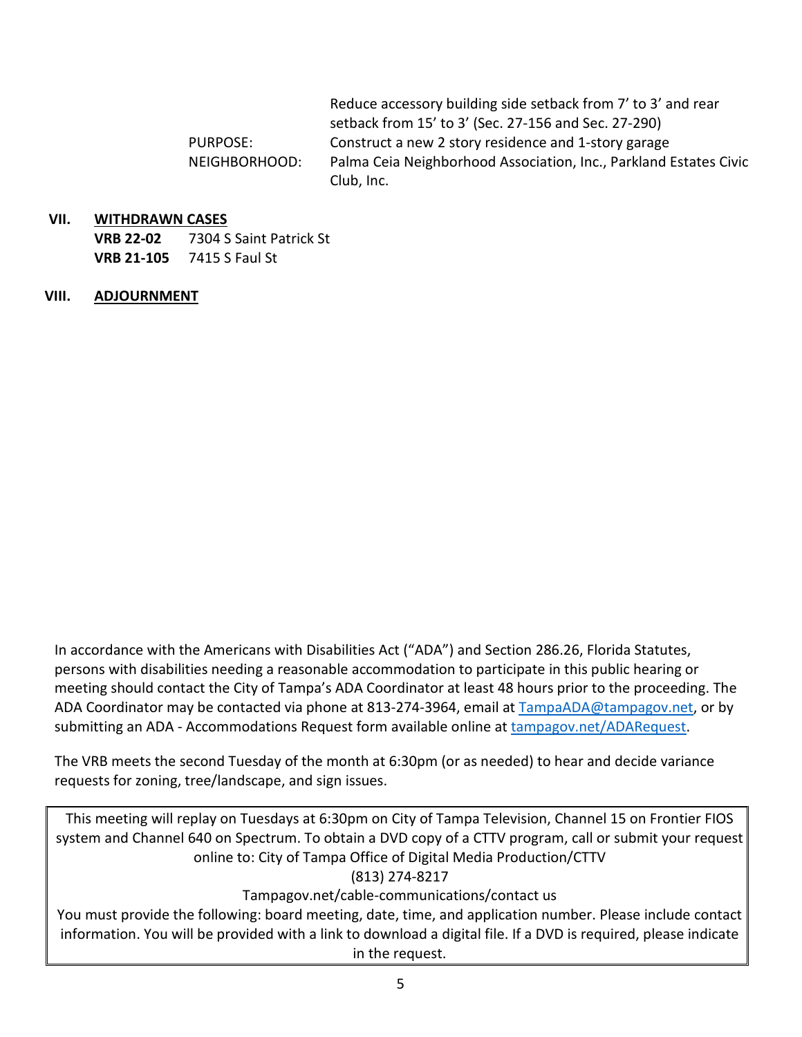Reduce accessory building side setback from 7' to 3' and rear setback from 15' to 3' (Sec. 27-156 and Sec. 27-290)

PURPOSE: Construct a new 2 story residence and 1-story garage

NEIGHBORHOOD: Palma Ceia Neighborhood Association, Inc., Parkland Estates Civic Club, Inc.

## VII. WITHDRAWN CASES

**VRB 22-02** 7304 S Saint Patrick St
**VRB 21-105** 7415 S Faul St

## VIII. ADJOURNMENT

In accordance with the Americans with Disabilities Act ("ADA") and Section 286.26, Florida Statutes, persons with disabilities needing a reasonable accommodation to participate in this public hearing or meeting should contact the City of Tampa's ADA Coordinator at least 48 hours prior to the proceeding. The ADA Coordinator may be contacted via phone at 813-274-3964, email at TampaADA@tampagov.net, or by submitting an ADA - Accommodations Request form available online at tampagov.net/ADARequest.

The VRB meets the second Tuesday of the month at 6:30pm (or as needed) to hear and decide variance requests for zoning, tree/landscape, and sign issues.

This meeting will replay on Tuesdays at 6:30pm on City of Tampa Television, Channel 15 on Frontier FIOS system and Channel 640 on Spectrum. To obtain a DVD copy of a CTTV program, call or submit your request online to: City of Tampa Office of Digital Media Production/CTTV
(813) 274-8217
Tampagov.net/cable-communications/contact us
You must provide the following: board meeting, date, time, and application number. Please include contact information. You will be provided with a link to download a digital file. If a DVD is required, please indicate in the request.